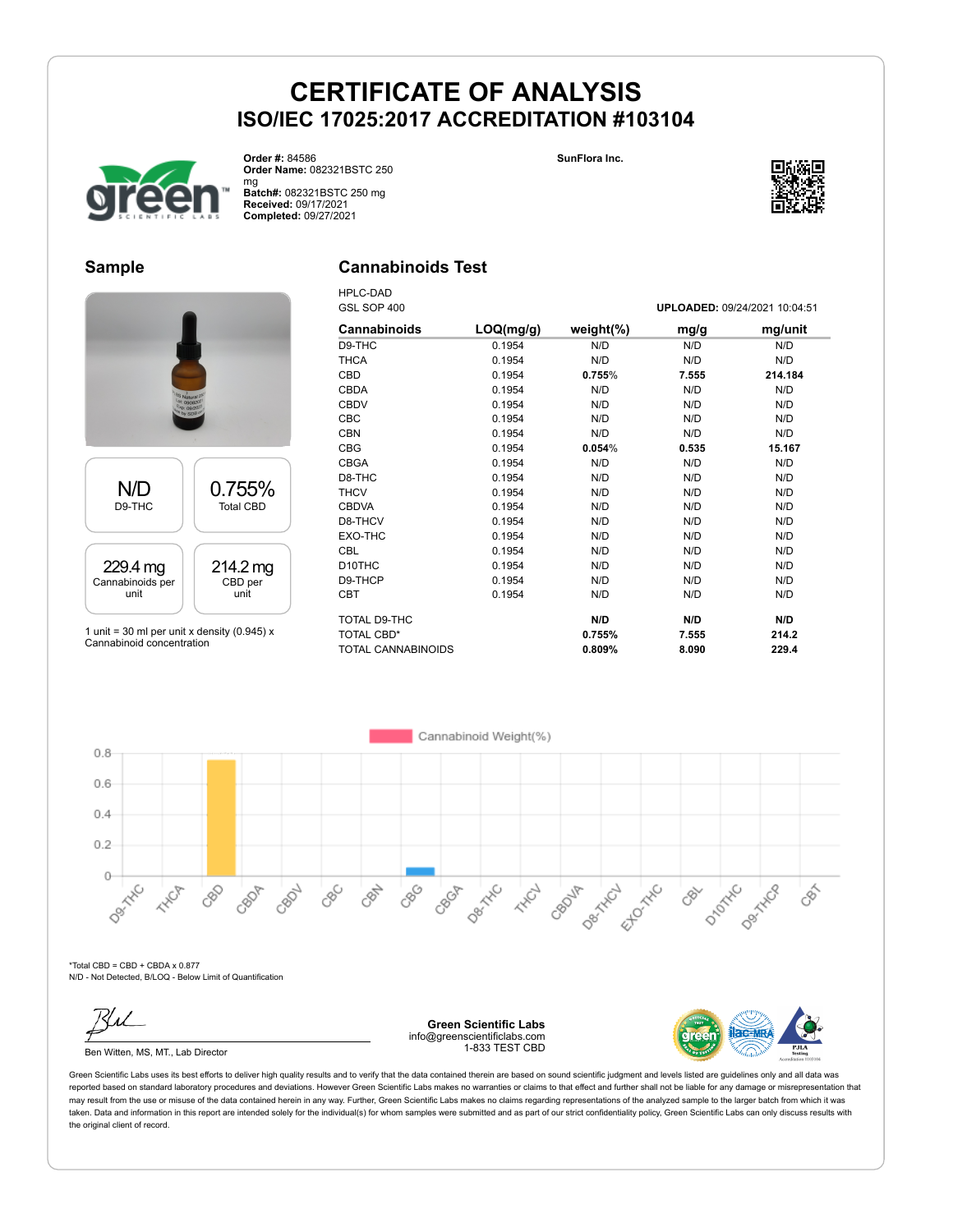# CERTIFICATE OF ANALYSIS

## ISO/IEC 17025:2017 ACCREDITATION #103104

**Order #:** 84586
**Order Name:** 082321BSTC 250 mg
**Batch#:** 082321BSTC 250 mg
**Received:** 09/17/2021
**Completed:** 09/27/2021

**SunFlora Inc.**

## Sample

| N/D | 0.755% |
|---|---|
| D9-THC | Total CBD |

| 229.4 mg | 214.2 mg |
|---|---|
| Cannabinoids per unit | CBD per unit |

1 unit = 30 ml per unit x density (0.945) x Cannabinoid concentration

## Cannabinoids Test

HPLC-DAD
GSL SOP 400

**UPLOADED:** 09/24/2021 10:04:51

| Cannabinoids | LOQ(mg/g) | weight(%) | mg/g | mg/unit |
|---|---|---|---|---|
| D9-THC | 0.1954 | N/D | N/D | N/D |
| THCA | 0.1954 | N/D | N/D | N/D |
| CBD | 0.1954 | **0.755%** | **7.555** | **214.184** |
| CBDA | 0.1954 | N/D | N/D | N/D |
| CBDV | 0.1954 | N/D | N/D | N/D |
| CBC | 0.1954 | N/D | N/D | N/D |
| CBN | 0.1954 | N/D | N/D | N/D |
| CBG | 0.1954 | **0.054%** | **0.535** | **15.167** |
| CBGA | 0.1954 | N/D | N/D | N/D |
| D8-THC | 0.1954 | N/D | N/D | N/D |
| THCV | 0.1954 | N/D | N/D | N/D |
| CBDVA | 0.1954 | N/D | N/D | N/D |
| D8-THCV | 0.1954 | N/D | N/D | N/D |
| EXO-THC | 0.1954 | N/D | N/D | N/D |
| CBL | 0.1954 | N/D | N/D | N/D |
| D10THC | 0.1954 | N/D | N/D | N/D |
| D9-THCP | 0.1954 | N/D | N/D | N/D |
| CBT | 0.1954 | N/D | N/D | N/D |
| TOTAL D9-THC | | **N/D** | **N/D** | **N/D** |
| TOTAL CBD* | | **0.755%** | **7.555** | **214.2** |
| TOTAL CANNABINOIDS | | **0.809%** | **8.090** | **229.4** |

Cannabinoid Weight(%)

*Total CBD = CBD + CBDA x 0.877
N/D - Not Detected, B/LOQ - Below Limit of Quantification

Ben Witten, MS, MT., Lab Director

**Green Scientific Labs**
info@greenscientificlabs.com
1-833 TEST CBD

Green Scientific Labs uses its best efforts to deliver high quality results and to verify that the data contained therein are based on sound scientific judgment and levels listed are guidelines only and all data was reported based on standard laboratory procedures and deviations. However Green Scientific Labs makes no warranties or claims to that effect and further shall not be liable for any damage or misrepresentation that may result from the use or misuse of the data contained herein in any way. Further, Green Scientific Labs makes no claims regarding representations of the analyzed sample to the larger batch from which it was taken. Data and information in this report are intended solely for the individual(s) for whom samples were submitted and as part of our strict confidentiality policy, Green Scientific Labs can only discuss results with the original client of record.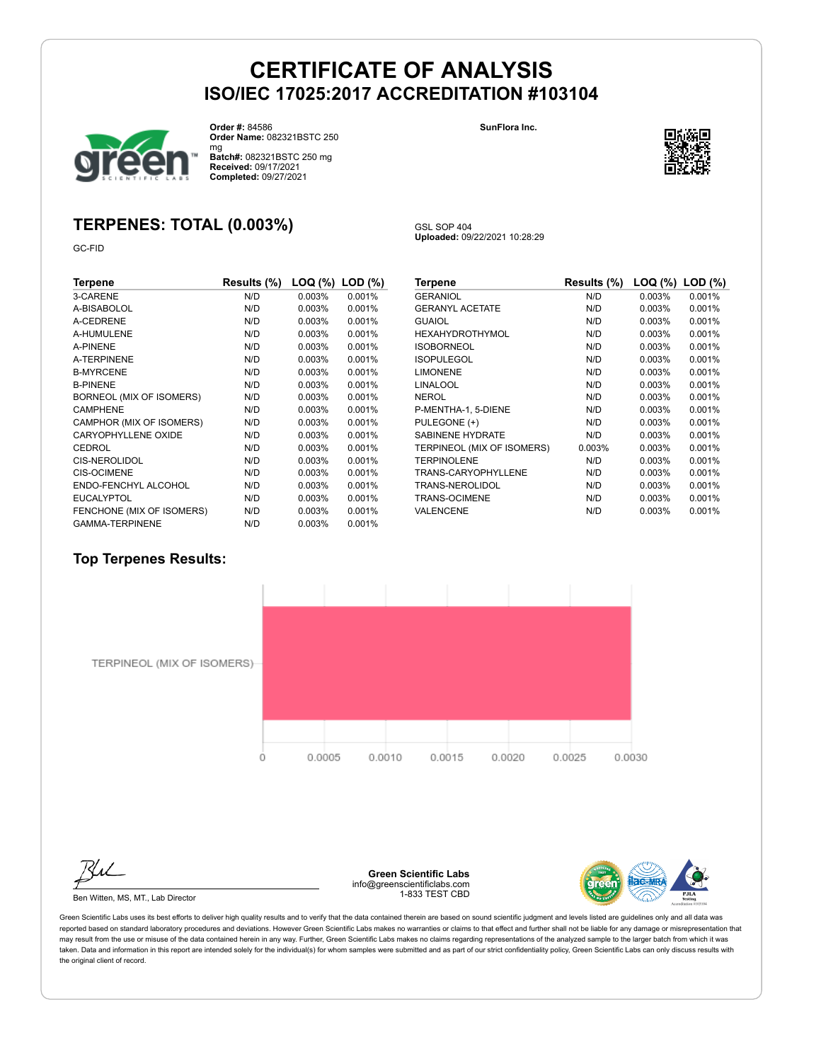# CERTIFICATE OF ANALYSIS

## ISO/IEC 17025:2017 ACCREDITATION #103104

**Order #:** 84586
**Order Name:** 082321BSTC 250 mg
**Batch#:** 082321BSTC 250 mg
**Received:** 09/17/2021
**Completed:** 09/27/2021

**SunFlora Inc.**

## TERPENES: TOTAL (0.003%)

GC-FID

GSL SOP 404
**Uploaded:** 09/22/2021 10:28:29

| Terpene | Results (%) | LOQ (%) | LOD (%) |
|---|---|---|---|
| 3-CARENE | N/D | 0.003% | 0.001% |
| A-BISABOLOL | N/D | 0.003% | 0.001% |
| A-CEDRENE | N/D | 0.003% | 0.001% |
| A-HUMULENE | N/D | 0.003% | 0.001% |
| A-PINENE | N/D | 0.003% | 0.001% |
| A-TERPINENE | N/D | 0.003% | 0.001% |
| B-MYRCENE | N/D | 0.003% | 0.001% |
| B-PINENE | N/D | 0.003% | 0.001% |
| BORNEOL (MIX OF ISOMERS) | N/D | 0.003% | 0.001% |
| CAMPHENE | N/D | 0.003% | 0.001% |
| CAMPHOR (MIX OF ISOMERS) | N/D | 0.003% | 0.001% |
| CARYOPHYLLENE OXIDE | N/D | 0.003% | 0.001% |
| CEDROL | N/D | 0.003% | 0.001% |
| CIS-NEROLIDOL | N/D | 0.003% | 0.001% |
| CIS-OCIMENE | N/D | 0.003% | 0.001% |
| ENDO-FENCHYL ALCOHOL | N/D | 0.003% | 0.001% |
| EUCALYPTOL | N/D | 0.003% | 0.001% |
| FENCHONE (MIX OF ISOMERS) | N/D | 0.003% | 0.001% |
| GAMMA-TERPINENE | N/D | 0.003% | 0.001% |
| GERANIOL | N/D | 0.003% | 0.001% |
| GERANYL ACETATE | N/D | 0.003% | 0.001% |
| GUAIOL | N/D | 0.003% | 0.001% |
| HEXAHYDROTHYMOL | N/D | 0.003% | 0.001% |
| ISOBORNEOL | N/D | 0.003% | 0.001% |
| ISOPULEGOL | N/D | 0.003% | 0.001% |
| LIMONENE | N/D | 0.003% | 0.001% |
| LINALOOL | N/D | 0.003% | 0.001% |
| NEROL | N/D | 0.003% | 0.001% |
| P-MENTHA-1, 5-DIENE | N/D | 0.003% | 0.001% |
| PULEGONE (+) | N/D | 0.003% | 0.001% |
| SABINENE HYDRATE | N/D | 0.003% | 0.001% |
| TERPINEOL (MIX OF ISOMERS) | 0.003% | 0.003% | 0.001% |
| TERPINOLENE | N/D | 0.003% | 0.001% |
| TRANS-CARYOPHYLLENE | N/D | 0.003% | 0.001% |
| TRANS-NEROLIDOL | N/D | 0.003% | 0.001% |
| TRANS-OCIMENE | N/D | 0.003% | 0.001% |
| VALENCENE | N/D | 0.003% | 0.001% |

### Top Terpenes Results:

TERPINEOL (MIX OF ISOMERS)

0 0.0005 0.0010 0.0015 0.0020 0.0025 0.0030

Ben Witten, MS, MT., Lab Director

**Green Scientific Labs**
info@greenscientificlabs.com
1-833 TEST CBD

Green Scientific Labs uses its best efforts to deliver high quality results and to verify that the data contained therein are based on sound scientific judgment and levels listed are guidelines only and all data was reported based on standard laboratory procedures and deviations. However Green Scientific Labs makes no warranties or claims to that effect and further shall not be liable for any damage or misrepresentation that may result from the use or misuse of the data contained herein in any way. Further, Green Scientific Labs makes no claims regarding representations of the analyzed sample to the larger batch from which it was taken. Data and information in this report are intended solely for the individual(s) for whom samples were submitted and as part of our strict confidentiality policy, Green Scientific Labs can only discuss results with the original client of record.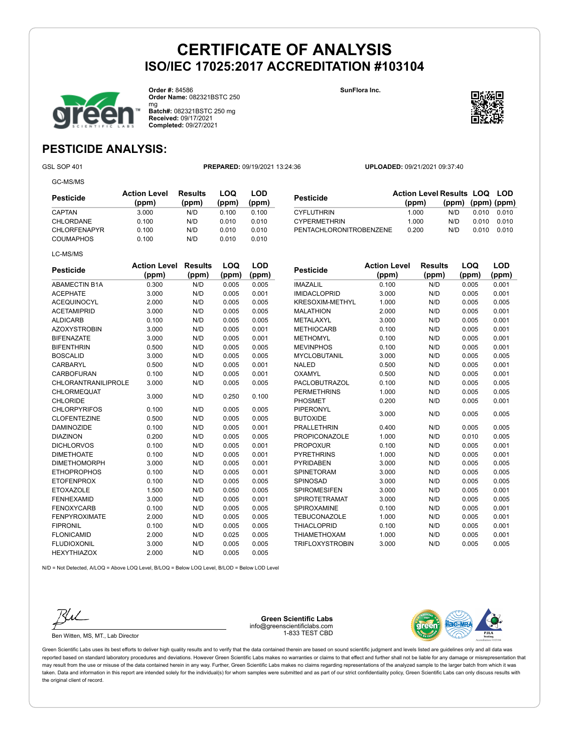# CERTIFICATE OF ANALYSIS
## ISO/IEC 17025:2017 ACCREDITATION #103104

**Order #:** 84586
**Order Name:** 082321BSTC 250 mg
**Batch#:** 082321BSTC 250 mg
**Received:** 09/17/2021
**Completed:** 09/27/2021

**SunFlora Inc.**

## PESTICIDE ANALYSIS:

GSL SOP 401 | **PREPARED:** 09/19/2021 13:24:36 | **UPLOADED:** 09/21/2021 09:37:40

GC-MS/MS

| Pesticide | Action Level (ppm) | Results (ppm) | LOQ (ppm) | LOD (ppm) |
|---|---|---|---|---|
| CAPTAN | 3.000 | N/D | 0.100 | 0.100 |
| CHLORDANE | 0.100 | N/D | 0.010 | 0.010 |
| CHLORFENAPYR | 0.100 | N/D | 0.010 | 0.010 |
| COUMAPHOS | 0.100 | N/D | 0.010 | 0.010 |
| CYFLUTHRIN | 1.000 | N/D | 0.010 | 0.010 |
| CYPERMETHRIN | 1.000 | N/D | 0.010 | 0.010 |
| PENTACHLORONITROBENZENE | 0.200 | N/D | 0.010 | 0.010 |

LC-MS/MS

| Pesticide | Action Level (ppm) | Results (ppm) | LOQ (ppm) | LOD (ppm) |
|---|---|---|---|---|
| ABAMECTIN B1A | 0.300 | N/D | 0.005 | 0.005 |
| ACEPHATE | 3.000 | N/D | 0.005 | 0.001 |
| ACEQUINOCYL | 2.000 | N/D | 0.005 | 0.005 |
| ACETAMIPRID | 3.000 | N/D | 0.005 | 0.005 |
| ALDICARB | 0.100 | N/D | 0.005 | 0.005 |
| AZOXYSTROBIN | 3.000 | N/D | 0.005 | 0.001 |
| BIFENAZATE | 3.000 | N/D | 0.005 | 0.001 |
| BIFENTHRIN | 0.500 | N/D | 0.005 | 0.005 |
| BOSCALID | 3.000 | N/D | 0.005 | 0.005 |
| CARBARYL | 0.500 | N/D | 0.005 | 0.001 |
| CARBOFURAN | 0.100 | N/D | 0.005 | 0.001 |
| CHLORANTRANILIPROLE | 3.000 | N/D | 0.005 | 0.005 |
| CHLORMEQUAT CHLORIDE | 3.000 | N/D | 0.250 | 0.100 |
| CHLORPYRIFOS | 0.100 | N/D | 0.005 | 0.005 |
| CLOFENTEZINE | 0.500 | N/D | 0.005 | 0.005 |
| DAMINOZIDE | 0.100 | N/D | 0.005 | 0.001 |
| DIAZINON | 0.200 | N/D | 0.005 | 0.005 |
| DICHLORVOS | 0.100 | N/D | 0.005 | 0.001 |
| DIMETHOATE | 0.100 | N/D | 0.005 | 0.001 |
| DIMETHOMORPH | 3.000 | N/D | 0.005 | 0.001 |
| ETHOPROPHOS | 0.100 | N/D | 0.005 | 0.001 |
| ETOFENPROX | 0.100 | N/D | 0.005 | 0.005 |
| ETOXAZOLE | 1.500 | N/D | 0.050 | 0.005 |
| FENHEXAMID | 3.000 | N/D | 0.005 | 0.001 |
| FENOXYCARB | 0.100 | N/D | 0.005 | 0.005 |
| FENPYROXIMATE | 2.000 | N/D | 0.005 | 0.005 |
| FIPRONIL | 0.100 | N/D | 0.005 | 0.005 |
| FLONICAMID | 2.000 | N/D | 0.025 | 0.005 |
| FLUDIOXONIL | 3.000 | N/D | 0.005 | 0.005 |
| HEXYTHIAZOX | 2.000 | N/D | 0.005 | 0.005 |
| IMAZALIL | 0.100 | N/D | 0.005 | 0.001 |
| IMIDACLOPRID | 3.000 | N/D | 0.005 | 0.001 |
| KRESOXIM-METHYL | 1.000 | N/D | 0.005 | 0.005 |
| MALATHION | 2.000 | N/D | 0.005 | 0.001 |
| METALAXYL | 3.000 | N/D | 0.005 | 0.001 |
| METHIOCARB | 0.100 | N/D | 0.005 | 0.001 |
| METHOMYL | 0.100 | N/D | 0.005 | 0.001 |
| MEVINPHOS | 0.100 | N/D | 0.005 | 0.001 |
| MYCLOBUTANIL | 3.000 | N/D | 0.005 | 0.005 |
| NALED | 0.500 | N/D | 0.005 | 0.001 |
| OXAMYL | 0.500 | N/D | 0.005 | 0.001 |
| PACLOBUTRAZOL | 0.100 | N/D | 0.005 | 0.005 |
| PERMETHRINS | 1.000 | N/D | 0.005 | 0.005 |
| PHOSMET | 0.200 | N/D | 0.005 | 0.001 |
| PIPERONYL BUTOXIDE | 3.000 | N/D | 0.005 | 0.005 |
| PRALLETHRIN | 0.400 | N/D | 0.005 | 0.005 |
| PROPICONAZOLE | 1.000 | N/D | 0.010 | 0.005 |
| PROPOXUR | 0.100 | N/D | 0.005 | 0.001 |
| PYRETHRINS | 1.000 | N/D | 0.005 | 0.001 |
| PYRIDABEN | 3.000 | N/D | 0.005 | 0.005 |
| SPINETORAM | 3.000 | N/D | 0.005 | 0.005 |
| SPINOSAD | 3.000 | N/D | 0.005 | 0.005 |
| SPIROMESIFEN | 3.000 | N/D | 0.005 | 0.001 |
| SPIROTETRAMAT | 3.000 | N/D | 0.005 | 0.005 |
| SPIROXAMINE | 0.100 | N/D | 0.005 | 0.001 |
| TEBUCONAZOLE | 1.000 | N/D | 0.005 | 0.001 |
| THIACLOPRID | 0.100 | N/D | 0.005 | 0.001 |
| THIAMETHOXAM | 1.000 | N/D | 0.005 | 0.001 |
| TRIFLOXYSTROBIN | 3.000 | N/D | 0.005 | 0.005 |

N/D = Not Detected, A/LOQ = Above LOQ Level, B/LOQ = Below LOQ Level, B/LOD = Below LOD Level

Ben Witten, MS, MT., Lab Director

**Green Scientific Labs**
info@greenscientificlabs.com
1-833 TEST CBD

Green Scientific Labs uses its best efforts to deliver high quality results and to verify that the data contained therein are based on sound scientific judgment and levels listed are guidelines only and all data was reported based on standard laboratory procedures and deviations. However Green Scientific Labs makes no warranties or claims to that effect and further shall not be liable for any damage or misrepresentation that may result from the use or misuse of the data contained herein in any way. Further, Green Scientific Labs makes no claims regarding representations of the analyzed sample to the larger batch from which it was taken. Data and information in this report are intended solely for the individual(s) for whom samples were submitted and as part of our strict confidentiality policy, Green Scientific Labs can only discuss results with the original client of record.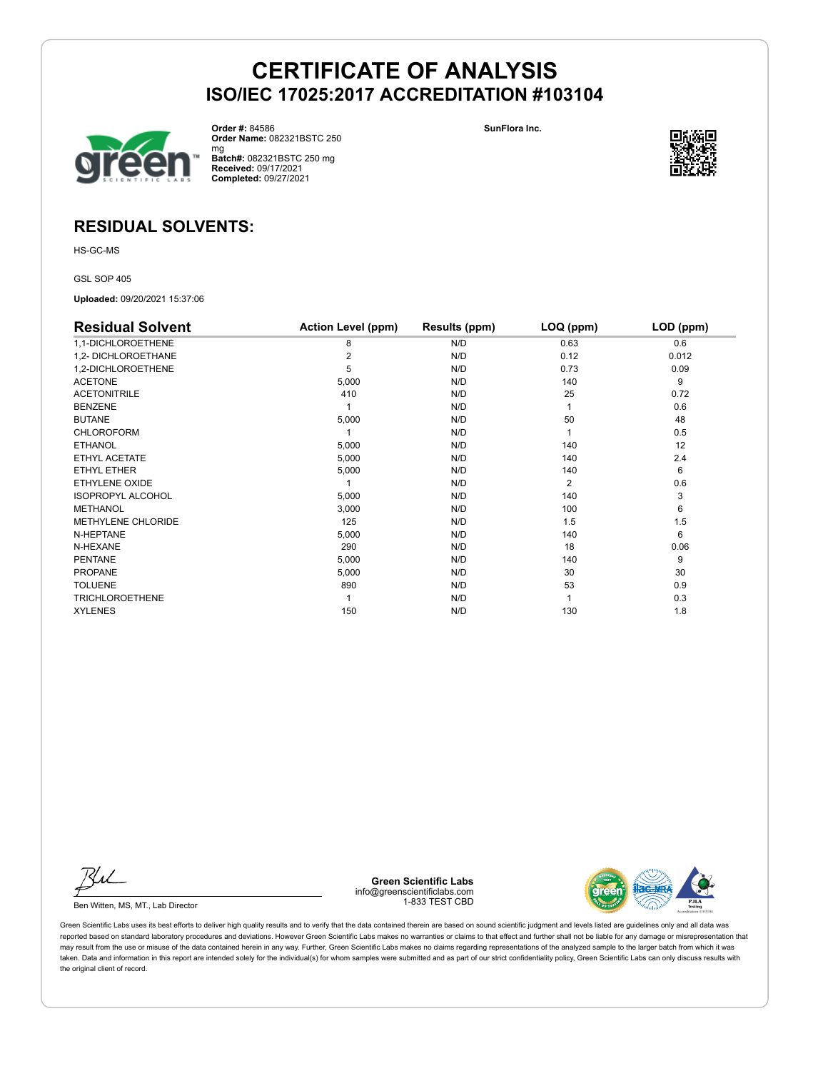# CERTIFICATE OF ANALYSIS
## ISO/IEC 17025:2017 ACCREDITATION #103104

**Order #:** 84586
**Order Name:** 082321BSTC 250 mg
**Batch#:** 082321BSTC 250 mg
**Received:** 09/17/2021
**Completed:** 09/27/2021

**SunFlora Inc.**

## RESIDUAL SOLVENTS:

HS-GC-MS

GSL SOP 405

**Uploaded:** 09/20/2021 15:37:06

| Residual Solvent | Action Level (ppm) | Results (ppm) | LOQ (ppm) | LOD (ppm) |
|---|---|---|---|---|
| 1,1-DICHLOROETHENE | 8 | N/D | 0.63 | 0.6 |
| 1,2- DICHLOROETHANE | 2 | N/D | 0.12 | 0.012 |
| 1,2-DICHLOROETHENE | 5 | N/D | 0.73 | 0.09 |
| ACETONE | 5,000 | N/D | 140 | 9 |
| ACETONITRILE | 410 | N/D | 25 | 0.72 |
| BENZENE | 1 | N/D | 1 | 0.6 |
| BUTANE | 5,000 | N/D | 50 | 48 |
| CHLOROFORM | 1 | N/D | 1 | 0.5 |
| ETHANOL | 5,000 | N/D | 140 | 12 |
| ETHYL ACETATE | 5,000 | N/D | 140 | 2.4 |
| ETHYL ETHER | 5,000 | N/D | 140 | 6 |
| ETHYLENE OXIDE | 1 | N/D | 2 | 0.6 |
| ISOPROPYL ALCOHOL | 5,000 | N/D | 140 | 3 |
| METHANOL | 3,000 | N/D | 100 | 6 |
| METHYLENE CHLORIDE | 125 | N/D | 1.5 | 1.5 |
| N-HEPTANE | 5,000 | N/D | 140 | 6 |
| N-HEXANE | 290 | N/D | 18 | 0.06 |
| PENTANE | 5,000 | N/D | 140 | 9 |
| PROPANE | 5,000 | N/D | 30 | 30 |
| TOLUENE | 890 | N/D | 53 | 0.9 |
| TRICHLOROETHENE | 1 | N/D | 1 | 0.3 |
| XYLENES | 150 | N/D | 130 | 1.8 |

Ben Witten, MS, MT., Lab Director

**Green Scientific Labs**
info@greenscientificlabs.com
1-833 TEST CBD

Green Scientific Labs uses its best efforts to deliver high quality results and to verify that the data contained therein are based on sound scientific judgment and levels listed are guidelines only and all data was reported based on standard laboratory procedures and deviations. However Green Scientific Labs makes no warranties or claims to that effect and further shall not be liable for any damage or misrepresentation that may result from the use or misuse of the data contained herein in any way. Further, Green Scientific Labs makes no claims regarding representations of the analyzed sample to the larger batch from which it was taken. Data and information in this report are intended solely for the individual(s) for whom samples were submitted and as part of our strict confidentiality policy, Green Scientific Labs can only discuss results with the original client of record.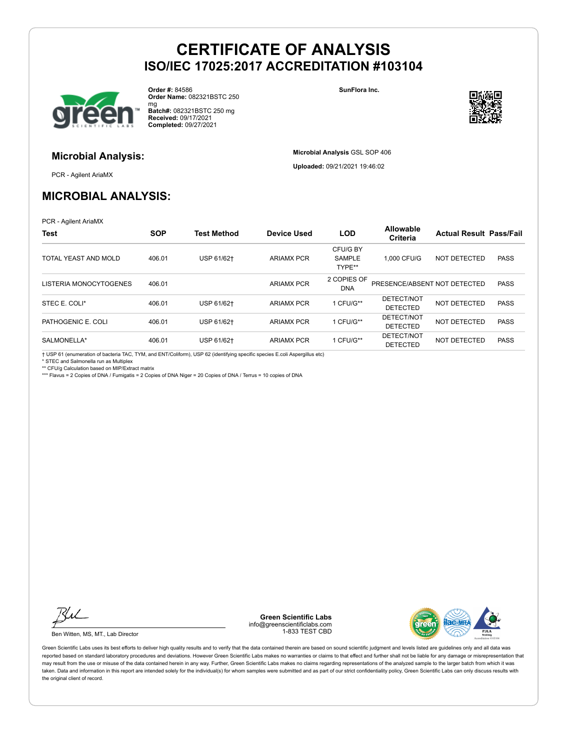# CERTIFICATE OF ANALYSIS
## ISO/IEC 17025:2017 ACCREDITATION #103104

**Order #:** 84586
**Order Name:** 082321BSTC 250 mg
**Batch#:** 082321BSTC 250 mg
**Received:** 09/17/2021
**Completed:** 09/27/2021

**SunFlora Inc.**

### Microbial Analysis:

PCR - Agilent AriaMX

**Microbial Analysis** GSL SOP 406

**Uploaded:** 09/21/2021 19:46:02

## MICROBIAL ANALYSIS:

PCR - Agilent AriaMX

| Test | SOP | Test Method | Device Used | LOD | Allowable Criteria | Actual Result | Pass/Fail |
|---|---|---|---|---|---|---|---|
| TOTAL YEAST AND MOLD | 406.01 | USP 61/62† | ARIAMX PCR | CFU/G BY SAMPLE TYPE** | 1,000 CFU/G | NOT DETECTED | PASS |
| LISTERIA MONOCYTOGENES | 406.01 | | ARIAMX PCR | 2 COPIES OF DNA | PRESENCE/ABSENT | NOT DETECTED | PASS |
| STEC E. COLI* | 406.01 | USP 61/62† | ARIAMX PCR | 1 CFU/G** | DETECT/NOT DETECTED | NOT DETECTED | PASS |
| PATHOGENIC E. COLI | 406.01 | USP 61/62† | ARIAMX PCR | 1 CFU/G** | DETECT/NOT DETECTED | NOT DETECTED | PASS |
| SALMONELLA* | 406.01 | USP 61/62† | ARIAMX PCR | 1 CFU/G** | DETECT/NOT DETECTED | NOT DETECTED | PASS |

† USP 61 (enumeration of bacteria TAC, TYM, and ENT/Coliform), USP 62 (identifying specific species E.coli Aspergillus etc)
* STEC and Salmonella run as Multiplex
** CFU/g Calculation based on MIP/Extract matrix
*** Flavus = 2 Copies of DNA / Fumigatis = 2 Copies of DNA Niger = 20 Copies of DNA / Terrus = 10 copies of DNA

Ben Witten, MS, MT., Lab Director

**Green Scientific Labs**
info@greenscientificlabs.com
1-833 TEST CBD

Green Scientific Labs uses its best efforts to deliver high quality results and to verify that the data contained therein are based on sound scientific judgment and levels listed are guidelines only and all data was reported based on standard laboratory procedures and deviations. However Green Scientific Labs makes no warranties or claims to that effect and further shall not be liable for any damage or misrepresentation that may result from the use or misuse of the data contained herein in any way. Further, Green Scientific Labs makes no claims regarding representations of the analyzed sample to the larger batch from which it was taken. Data and information in this report are intended solely for the individual(s) for whom samples were submitted and as part of our strict confidentiality policy, Green Scientific Labs can only discuss results with the original client of record.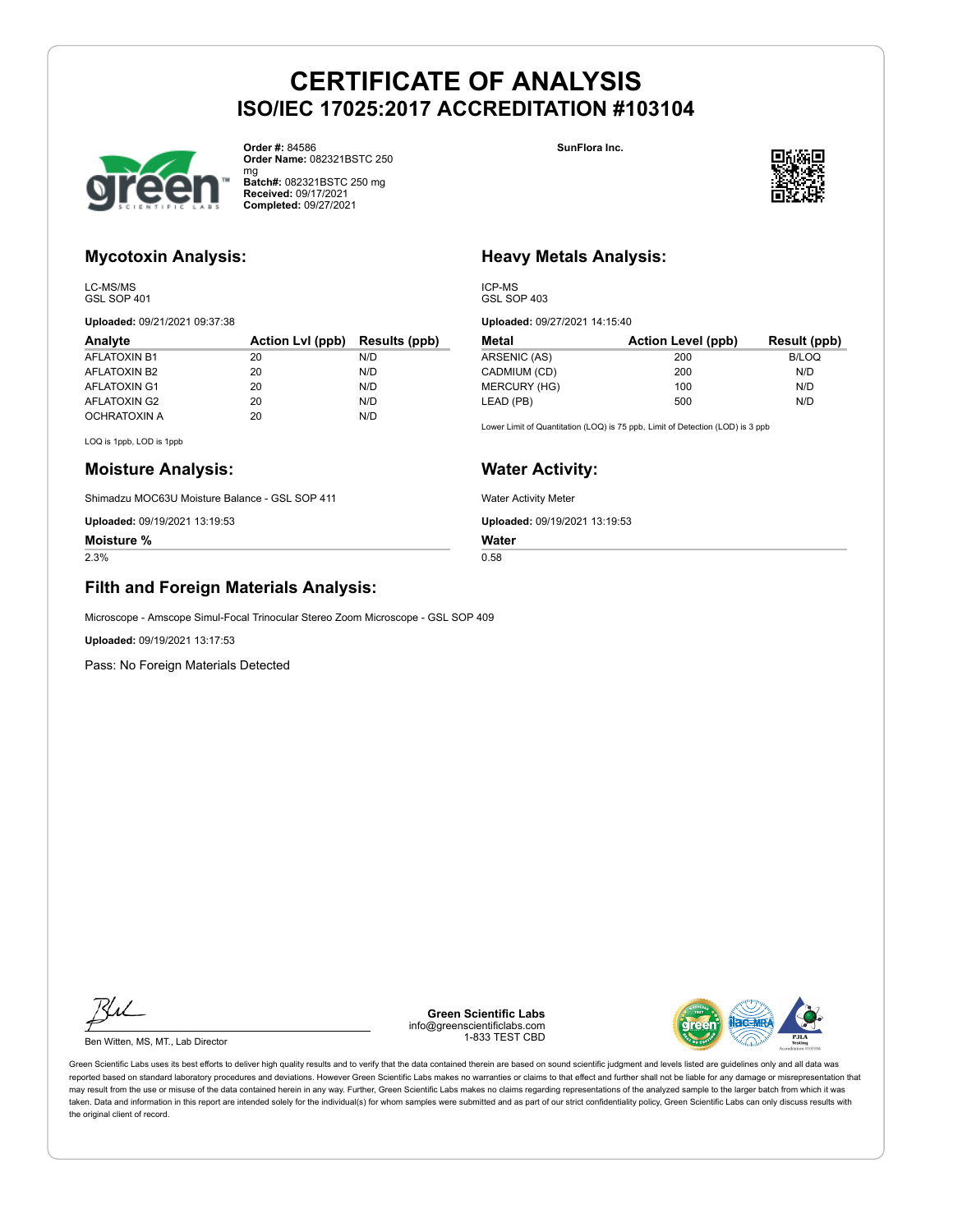# CERTIFICATE OF ANALYSIS
## ISO/IEC 17025:2017 ACCREDITATION #103104

**Order #:** 84586
**Order Name:** 082321BSTC 250 mg
**Batch#:** 082321BSTC 250 mg
**Received:** 09/17/2021
**Completed:** 09/27/2021

SunFlora Inc.

## Mycotoxin Analysis:

LC-MS/MS
GSL SOP 401

**Uploaded:** 09/21/2021 09:37:38

| Analyte | Action Lvl (ppb) | Results (ppb) |
|---|---|---|
| AFLATOXIN B1 | 20 | N/D |
| AFLATOXIN B2 | 20 | N/D |
| AFLATOXIN G1 | 20 | N/D |
| AFLATOXIN G2 | 20 | N/D |
| OCHRATOXIN A | 20 | N/D |

LOQ is 1ppb, LOD is 1ppb

## Heavy Metals Analysis:

ICP-MS
GSL SOP 403

**Uploaded:** 09/27/2021 14:15:40

| Metal | Action Level (ppb) | Result (ppb) |
|---|---|---|
| ARSENIC (AS) | 200 | B/LOQ |
| CADMIUM (CD) | 200 | N/D |
| MERCURY (HG) | 100 | N/D |
| LEAD (PB) | 500 | N/D |

Lower Limit of Quantitation (LOQ) is 75 ppb, Limit of Detection (LOD) is 3 ppb

## Moisture Analysis:

Shimadzu MOC63U Moisture Balance - GSL SOP 411

**Uploaded:** 09/19/2021 13:19:53

| Moisture % |
|---|
| 2.3% |

## Water Activity:

Water Activity Meter

**Uploaded:** 09/19/2021 13:19:53

| Water |
|---|
| 0.58 |

## Filth and Foreign Materials Analysis:

Microscope - Amscope Simul-Focal Trinocular Stereo Zoom Microscope - GSL SOP 409

**Uploaded:** 09/19/2021 13:17:53

Pass: No Foreign Materials Detected

Ben Witten, MS, MT., Lab Director

**Green Scientific Labs**
info@greenscientificlabs.com
1-833 TEST CBD

Green Scientific Labs uses its best efforts to deliver high quality results and to verify that the data contained therein are based on sound scientific judgment and levels listed are guidelines only and all data was reported based on standard laboratory procedures and deviations. However Green Scientific Labs makes no warranties or claims to that effect and further shall not be liable for any damage or misrepresentation that may result from the use or misuse of the data contained herein in any way. Further, Green Scientific Labs makes no claims regarding representations of the analyzed sample to the larger batch from which it was taken. Data and information in this report are intended solely for the individual(s) for whom samples were submitted and as part of our strict confidentiality policy, Green Scientific Labs can only discuss results with the original client of record.